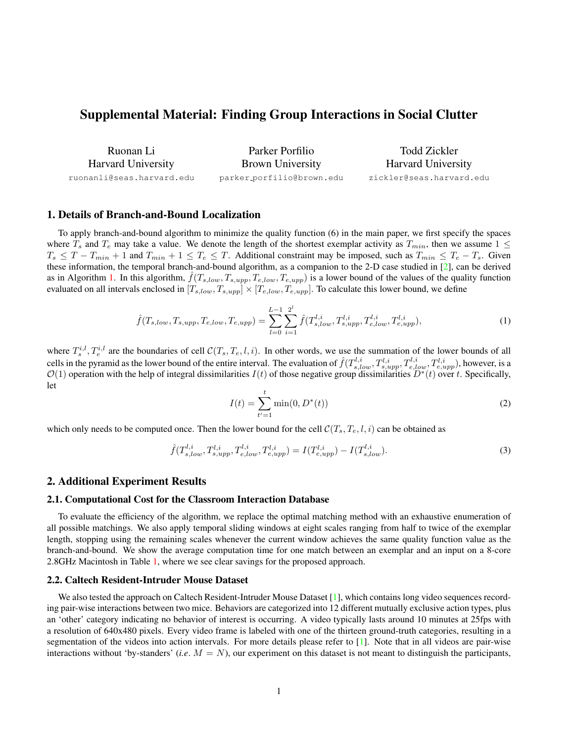# Supplemental Material: Finding Group Interactions in Social Clutter

Ruonan Li
Harvard University
ruonanli@seas.harvard.edu

Parker Porfilio
Brown University
parker_porfilio@brown.edu

Todd Zickler
Harvard University
zickler@seas.harvard.edu

## 1. Details of Branch-and-Bound Localization

To apply branch-and-bound algorithm to minimize the quality function (6) in the main paper, we first specify the spaces where $T_s$ and $T_e$ may take a value. We denote the length of the shortest exemplar activity as $T_{min}$, then we assume $1 \leq T_s \leq T - T_{min} + 1$ and $T_{min} + 1 \leq T_e \leq T$. Additional constraint may be imposed, such as $T_{min} \leq T_e - T_s$. Given these information, the temporal branch-and-bound algorithm, as a companion to the 2-D case studied in [2], can be derived as in Algorithm 1. In this algorithm, $\hat{f}(T_{s,low}, T_{s,upp}, T_{e,low}, T_{e,upp})$ is a lower bound of the values of the quality function evaluated on all intervals enclosed in $[T_{s,low}, T_{s,upp}] \times [T_{e,low}, T_{e,upp}]$. To calculate this lower bound, we define

$$\hat{f}(T_{s,low}, T_{s,upp}, T_{e,low}, T_{e,upp}) = \sum_{l=0}^{L-1} \sum_{i=1}^{2^l} \hat{f}(T_{s,low}^{l,i}, T_{s,upp}^{l,i}, T_{e,low}^{l,i}, T_{e,upp}^{l,i}), \tag{1}$$

where $T_s^{i,l}, T_e^{i,l}$ are the boundaries of cell $\mathcal{C}(T_s, T_e, l, i)$. In other words, we use the summation of the lower bounds of all cells in the pyramid as the lower bound of the entire interval. The evaluation of $\hat{f}(T_{s,low}^{l,i}, T_{s,upp}^{l,i}, T_{e,low}^{l,i}, T_{e,upp}^{l,i})$, however, is a $\mathcal{O}(1)$ operation with the help of integral dissimilarities $I(t)$ of those negative group dissimilarities $D^*(t)$ over $t$. Specifically, let

$$I(t) = \sum_{t'=1}^{t} \min(0, D^*(t)) \tag{2}$$

which only needs to be computed once. Then the lower bound for the cell $\mathcal{C}(T_s, T_e, l, i)$ can be obtained as

$$\hat{f}(T_{s,low}^{l,i}, T_{s,upp}^{l,i}, T_{e,low}^{l,i}, T_{e,upp}^{l,i}) = I(T_{e,upp}^{l,i}) - I(T_{s,low}^{l,i}). \tag{3}$$

## 2. Additional Experiment Results

### 2.1. Computational Cost for the Classroom Interaction Database

To evaluate the efficiency of the algorithm, we replace the optimal matching method with an exhaustive enumeration of all possible matchings. We also apply temporal sliding windows at eight scales ranging from half to twice of the exemplar length, stopping using the remaining scales whenever the current window achieves the same quality function value as the branch-and-bound. We show the average computation time for one match between an exemplar and an input on a 8-core 2.8GHz Macintosh in Table 1, where we see clear savings for the proposed approach.

### 2.2. Caltech Resident-Intruder Mouse Dataset

We also tested the approach on Caltech Resident-Intruder Mouse Dataset [1], which contains long video sequences recording pair-wise interactions between two mice. Behaviors are categorized into 12 different mutually exclusive action types, plus an 'other' category indicating no behavior of interest is occurring. A video typically lasts around 10 minutes at 25fps with a resolution of 640x480 pixels. Every video frame is labeled with one of the thirteen ground-truth categories, resulting in a segmentation of the videos into action intervals. For more details please refer to [1]. Note that in all videos are pair-wise interactions without 'by-standers' (*i.e.* $M = N$), our experiment on this dataset is not meant to distinguish the participants,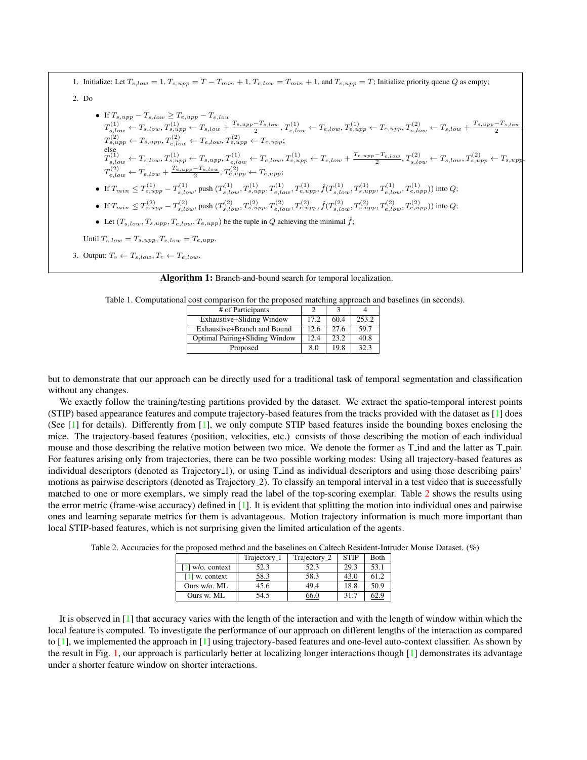1. Initialize: Let $T_{s,low} = 1$, $T_{s,upp} = T - T_{min} + 1$, $T_{e,low} = T_{min} + 1$, and $T_{e,upp} = T$; Initialize priority queue $Q$ as empty;

2. Do

   - If $T_{s,upp} - T_{s,low} \geq T_{e,upp} - T_{e,low}$
     $T^{(1)}_{s,low} \leftarrow T_{s,low}, T^{(1)}_{s,upp} \leftarrow T_{s,low} + \frac{T_{s,upp} - T_{s,low}}{2}, T^{(1)}_{e,low} \leftarrow T_{e,low}, T^{(1)}_{e,upp} \leftarrow T_{e,upp}, T^{(2)}_{s,low} \leftarrow T_{s,low} + \frac{T_{s,upp} - T_{s,low}}{2},$
     $T^{(2)}_{s,upp} \leftarrow T_{s,upp}, T^{(2)}_{e,low} \leftarrow T_{e,low}, T^{(2)}_{e,upp} \leftarrow T_{e,upp};$
     else
     $T^{(1)}_{s,low} \leftarrow T_{s,low}, T^{(1)}_{s,upp} \leftarrow T_{s,upp}, T^{(1)}_{e,low} \leftarrow T_{e,low}, T^{(1)}_{e,upp} \leftarrow T_{e,low} + \frac{T_{e,upp} - T_{e,low}}{2}, T^{(2)}_{s,low} \leftarrow T_{s,low}, T^{(2)}_{s,upp} \leftarrow T_{s,upp},$
     $T^{(2)}_{e,low} \leftarrow T_{e,low} + \frac{T_{e,upp} - T_{e,low}}{2}, T^{(2)}_{e,upp} \leftarrow T_{e,upp};$
   - If $T_{min} \leq T^{(1)}_{e,upp} - T^{(1)}_{s,low}$, push $(T^{(1)}_{s,low}, T^{(1)}_{s,upp}, T^{(1)}_{e,low}, T^{(1)}_{e,upp}, \hat{f}(T^{(1)}_{s,low}, T^{(1)}_{s,upp}, T^{(1)}_{e,low}, T^{(1)}_{e,upp}))$ into $Q$;
   - If $T_{min} \leq T^{(2)}_{e,upp} - T^{(2)}_{s,low}$, push $(T^{(2)}_{s,low}, T^{(2)}_{s,upp}, T^{(2)}_{e,low}, T^{(2)}_{e,upp}, \hat{f}(T^{(2)}_{s,low}, T^{(2)}_{s,upp}, T^{(2)}_{e,low}, T^{(2)}_{e,upp}))$ into $Q$;
   - Let $(T_{s,low}, T_{s,upp}, T_{e,low}, T_{e,upp})$ be the tuple in $Q$ achieving the minimal $\hat{f}$;

   Until $T_{s,low} = T_{s,upp}, T_{e,low} = T_{e,upp}$.

3. Output: $T_s \leftarrow T_{s,low}, T_e \leftarrow T_{e,low}$.

**Algorithm 1:** Branch-and-bound search for temporal localization.

Table 1. Computational cost comparison for the proposed matching approach and baselines (in seconds).

| # of Participants | 2 | 3 | 4 |
|---|---|---|---|
| Exhaustive+Sliding Window | 17.2 | 60.4 | 253.2 |
| Exhaustive+Branch and Bound | 12.6 | 27.6 | 59.7 |
| Optimal Pairing+Sliding Window | 12.4 | 23.2 | 40.8 |
| Proposed | 8.0 | 19.8 | 32.3 |

but to demonstrate that our approach can be directly used for a traditional task of temporal segmentation and classification without any changes.

We exactly follow the training/testing partitions provided by the dataset. We extract the spatio-temporal interest points (STIP) based appearance features and compute trajectory-based features from the tracks provided with the dataset as [1] does (See [1] for details). Differently from [1], we only compute STIP based features inside the bounding boxes enclosing the mice. The trajectory-based features (position, velocities, etc.) consists of those describing the motion of each individual mouse and those describing the relative motion between two mice. We denote the former as T_ind and the latter as T_pair. For features arising only from trajectories, there can be two possible working modes: Using all trajectory-based features as individual descriptors (denoted as Trajectory_1), or using T_ind as individual descriptors and using those describing pairs' motions as pairwise descriptors (denoted as Trajectory_2). To classify an temporal interval in a test video that is successfully matched to one or more exemplars, we simply read the label of the top-scoring exemplar. Table 2 shows the results using the error metric (frame-wise accuracy) defined in [1]. It is evident that splitting the motion into individual ones and pairwise ones and learning separate metrics for them is advantageous. Motion trajectory information is much more important than local STIP-based features, which is not surprising given the limited articulation of the agents.

Table 2. Accuracies for the proposed method and the baselines on Caltech Resident-Intruder Mouse Dataset. (%)

| | Trajectory_1 | Trajectory_2 | STIP | Both |
|---|---|---|---|---|
| [1] w/o. context | 52.3 | 52.3 | 29.3 | 53.1 |
| [1] w. context | <u>58.3</u> | 58.3 | <u>43.0</u> | 61.2 |
| Ours w/o. ML | 45.6 | 49.4 | 18.8 | 50.9 |
| Ours w. ML | 54.5 | <u>66.0</u> | 31.7 | <u>62.9</u> |

It is observed in [1] that accuracy varies with the length of the interaction and with the length of window within which the local feature is computed. To investigate the performance of our approach on different lengths of the interaction as compared to [1], we implemented the approach in [1] using trajectory-based features and one-level auto-context classifier. As shown by the result in Fig. 1, our approach is particularly better at localizing longer interactions though [1] demonstrates its advantage under a shorter feature window on shorter interactions.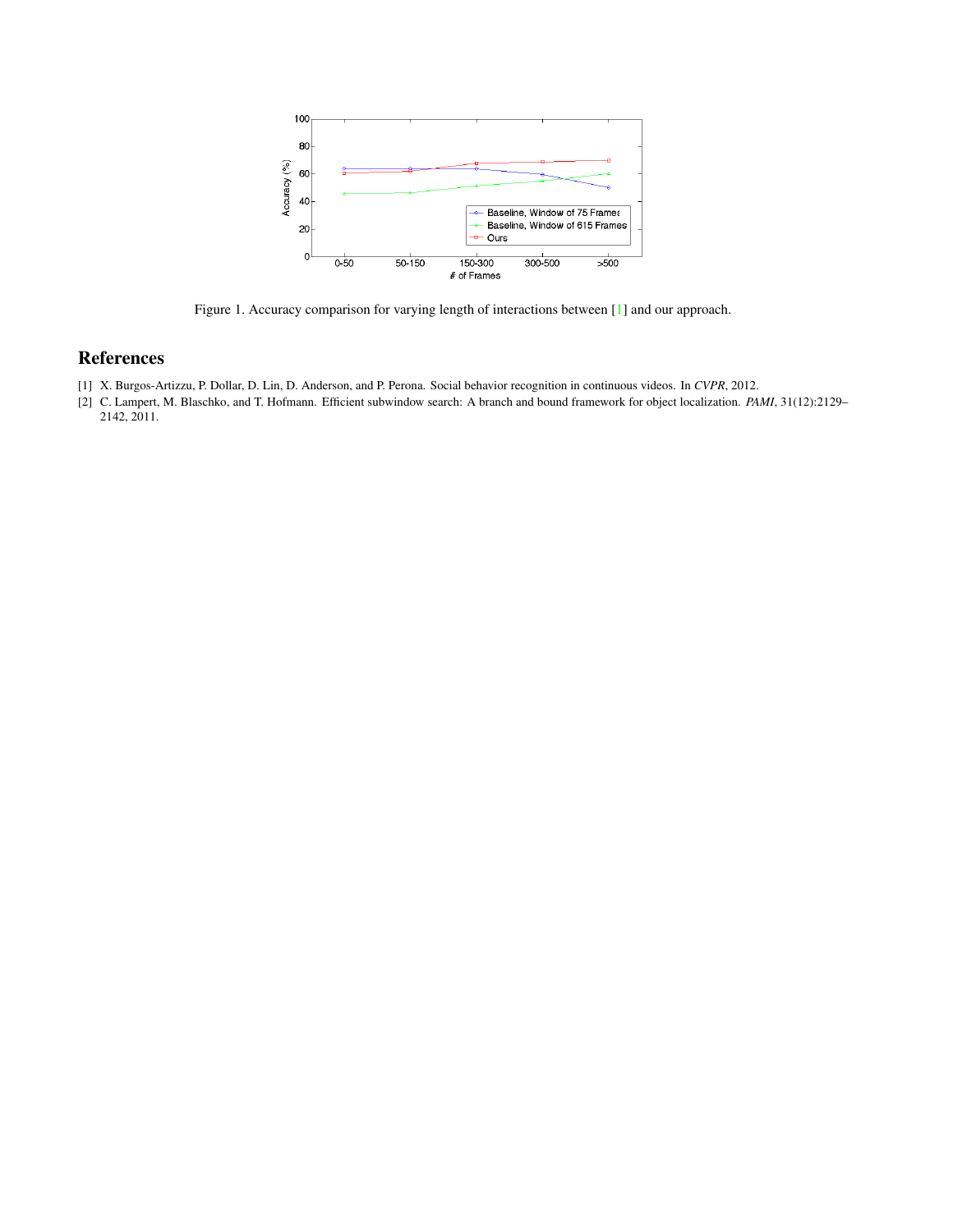100
80
60
40
20
0
Accuracy (%)
0-50
50-150
150-300
300-500
>500
# of Frames
Baseline, Window of 75 Frames
Baseline, Window of 615 Frames
Ours

Figure 1. Accuracy comparison for varying length of interactions between [1] and our approach.

## References

[1] X. Burgos-Artizzu, P. Dollar, D. Lin, D. Anderson, and P. Perona. Social behavior recognition in continuous videos. In *CVPR*, 2012.

[2] C. Lampert, M. Blaschko, and T. Hofmann. Efficient subwindow search: A branch and bound framework for object localization. *PAMI*, 31(12):2129–2142, 2011.